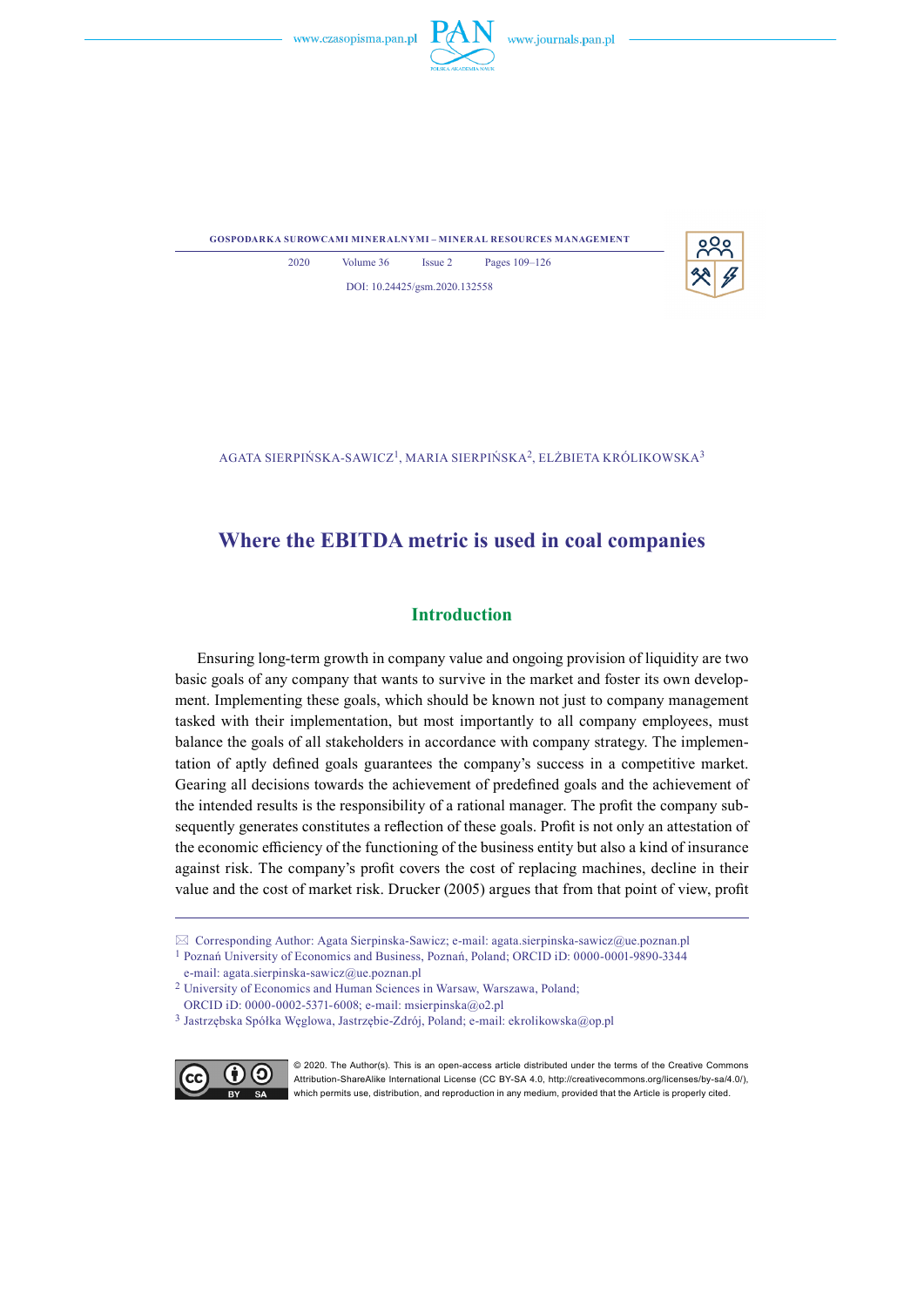AGATA SIERPIŃSKA-SAWICZ[1], MARIA SIERPIŃSKA[2], ELŻBIETA KRÓLIKOWSKA[3]

# Where the EBITDA metric is used in coal companies

## Introduction

Ensuring long-term growth in company value and ongoing provision of liquidity are two basic goals of any company that wants to survive in the market and foster its own development. Implementing these goals, which should be known not just to company management tasked with their implementation, but most importantly to all company employees, must balance the goals of all stakeholders in accordance with company strategy. The implementation of aptly defined goals guarantees the company's success in a competitive market. Gearing all decisions towards the achievement of predefined goals and the achievement of the intended results is the responsibility of a rational manager. The profit the company subsequently generates constitutes a reflection of these goals. Profit is not only an attestation of the economic efficiency of the functioning of the business entity but also a kind of insurance against risk. The company's profit covers the cost of replacing machines, decline in their value and the cost of market risk. Drucker (2005) argues that from that point of view, profit

---

✉ Corresponding Author: Agata Sierpinska-Sawicz; e-mail: agata.sierpinska-sawicz@ue.poznan.pl

[1] Poznań University of Economics and Business, Poznań, Poland; ORCID iD: 0000-0001-9890-3344 e-mail: agata.sierpinska-sawicz@ue.poznan.pl

[2] University of Economics and Human Sciences in Warsaw, Warszawa, Poland; ORCID iD: 0000-0002-5371-6008; e-mail: msierpinska@o2.pl

[3] Jastrzębska Spółka Węglowa, Jastrzębie-Zdrój, Poland; e-mail: ekrolikowska@op.pl

© 2020. The Author(s). This is an open-access article distributed under the terms of the Creative Commons Attribution-ShareAlike International License (CC BY-SA 4.0, http://creativecommons.org/licenses/by-sa/4.0/), which permits use, distribution, and reproduction in any medium, provided that the Article is properly cited.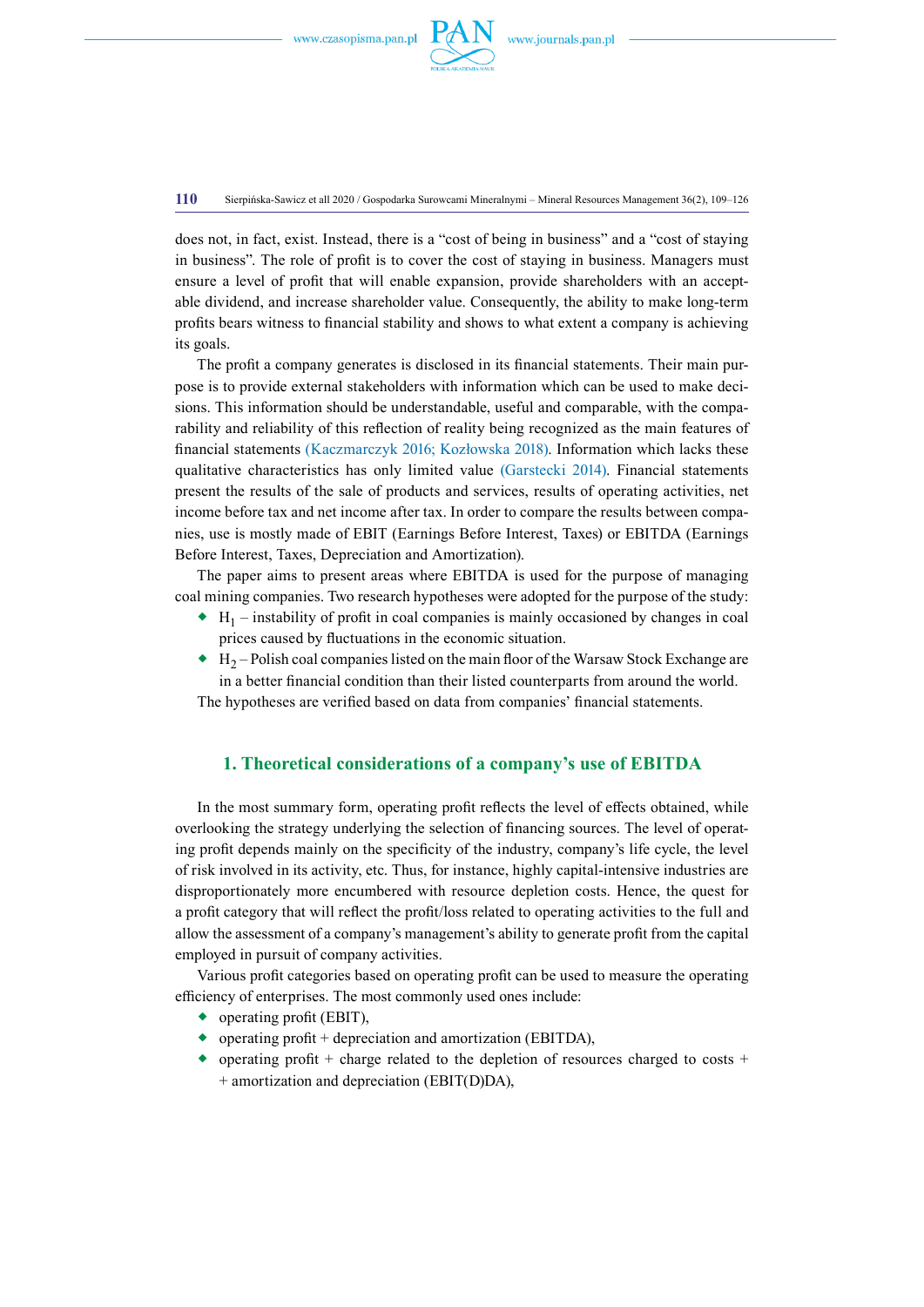does not, in fact, exist. Instead, there is a "cost of being in business" and a "cost of staying in business". The role of profit is to cover the cost of staying in business. Managers must ensure a level of profit that will enable expansion, provide shareholders with an acceptable dividend, and increase shareholder value. Consequently, the ability to make long-term profits bears witness to financial stability and shows to what extent a company is achieving its goals.

The profit a company generates is disclosed in its financial statements. Their main purpose is to provide external stakeholders with information which can be used to make decisions. This information should be understandable, useful and comparable, with the comparability and reliability of this reflection of reality being recognized as the main features of financial statements (Kaczmarczyk 2016; Kozłowska 2018). Information which lacks these qualitative characteristics has only limited value (Garstecki 2014). Financial statements present the results of the sale of products and services, results of operating activities, net income before tax and net income after tax. In order to compare the results between companies, use is mostly made of EBIT (Earnings Before Interest, Taxes) or EBITDA (Earnings Before Interest, Taxes, Depreciation and Amortization).

The paper aims to present areas where EBITDA is used for the purpose of managing coal mining companies. Two research hypotheses were adopted for the purpose of the study:

- $H_1$ – instability of profit in coal companies is mainly occasioned by changes in coal prices caused by fluctuations in the economic situation.
- $H_2$ – Polish coal companies listed on the main floor of the Warsaw Stock Exchange are in a better financial condition than their listed counterparts from around the world.

The hypotheses are verified based on data from companies' financial statements.

## 1. Theoretical considerations of a company's use of EBITDA

In the most summary form, operating profit reflects the level of effects obtained, while overlooking the strategy underlying the selection of financing sources. The level of operating profit depends mainly on the specificity of the industry, company's life cycle, the level of risk involved in its activity, etc. Thus, for instance, highly capital-intensive industries are disproportionately more encumbered with resource depletion costs. Hence, the quest for a profit category that will reflect the profit/loss related to operating activities to the full and allow the assessment of a company's management's ability to generate profit from the capital employed in pursuit of company activities.

Various profit categories based on operating profit can be used to measure the operating efficiency of enterprises. The most commonly used ones include:

- operating profit (EBIT),
- operating profit + depreciation and amortization (EBITDA),
- operating profit + charge related to the depletion of resources charged to costs + + amortization and depreciation (EBIT(D)DA),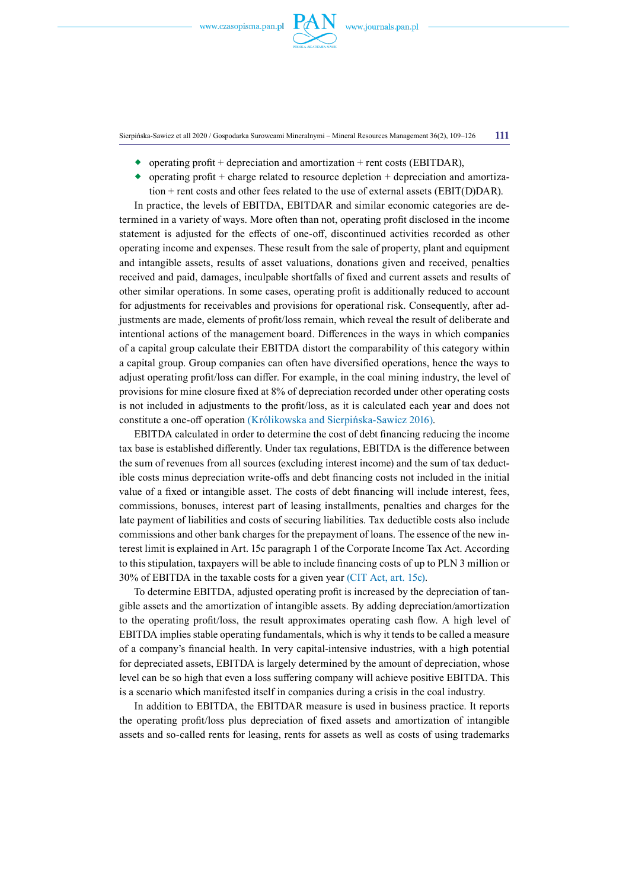- operating profit + depreciation and amortization + rent costs (EBITDAR),
- operating profit + charge related to resource depletion + depreciation and amortization + rent costs and other fees related to the use of external assets (EBIT(D)DAR).

In practice, the levels of EBITDA, EBITDAR and similar economic categories are determined in a variety of ways. More often than not, operating profit disclosed in the income statement is adjusted for the effects of one-off, discontinued activities recorded as other operating income and expenses. These result from the sale of property, plant and equipment and intangible assets, results of asset valuations, donations given and received, penalties received and paid, damages, inculpable shortfalls of fixed and current assets and results of other similar operations. In some cases, operating profit is additionally reduced to account for adjustments for receivables and provisions for operational risk. Consequently, after adjustments are made, elements of profit/loss remain, which reveal the result of deliberate and intentional actions of the management board. Differences in the ways in which companies of a capital group calculate their EBITDA distort the comparability of this category within a capital group. Group companies can often have diversified operations, hence the ways to adjust operating profit/loss can differ. For example, in the coal mining industry, the level of provisions for mine closure fixed at 8% of depreciation recorded under other operating costs is not included in adjustments to the profit/loss, as it is calculated each year and does not constitute a one-off operation (Królikowska and Sierpińska-Sawicz 2016).

EBITDA calculated in order to determine the cost of debt financing reducing the income tax base is established differently. Under tax regulations, EBITDA is the difference between the sum of revenues from all sources (excluding interest income) and the sum of tax deductible costs minus depreciation write-offs and debt financing costs not included in the initial value of a fixed or intangible asset. The costs of debt financing will include interest, fees, commissions, bonuses, interest part of leasing installments, penalties and charges for the late payment of liabilities and costs of securing liabilities. Tax deductible costs also include commissions and other bank charges for the prepayment of loans. The essence of the new interest limit is explained in Art. 15c paragraph 1 of the Corporate Income Tax Act. According to this stipulation, taxpayers will be able to include financing costs of up to PLN 3 million or 30% of EBITDA in the taxable costs for a given year (CIT Act, art. 15c).

To determine EBITDA, adjusted operating profit is increased by the depreciation of tangible assets and the amortization of intangible assets. By adding depreciation/amortization to the operating profit/loss, the result approximates operating cash flow. A high level of EBITDA implies stable operating fundamentals, which is why it tends to be called a measure of a company's financial health. In very capital-intensive industries, with a high potential for depreciated assets, EBITDA is largely determined by the amount of depreciation, whose level can be so high that even a loss suffering company will achieve positive EBITDA. This is a scenario which manifested itself in companies during a crisis in the coal industry.

In addition to EBITDA, the EBITDAR measure is used in business practice. It reports the operating profit/loss plus depreciation of fixed assets and amortization of intangible assets and so-called rents for leasing, rents for assets as well as costs of using trademarks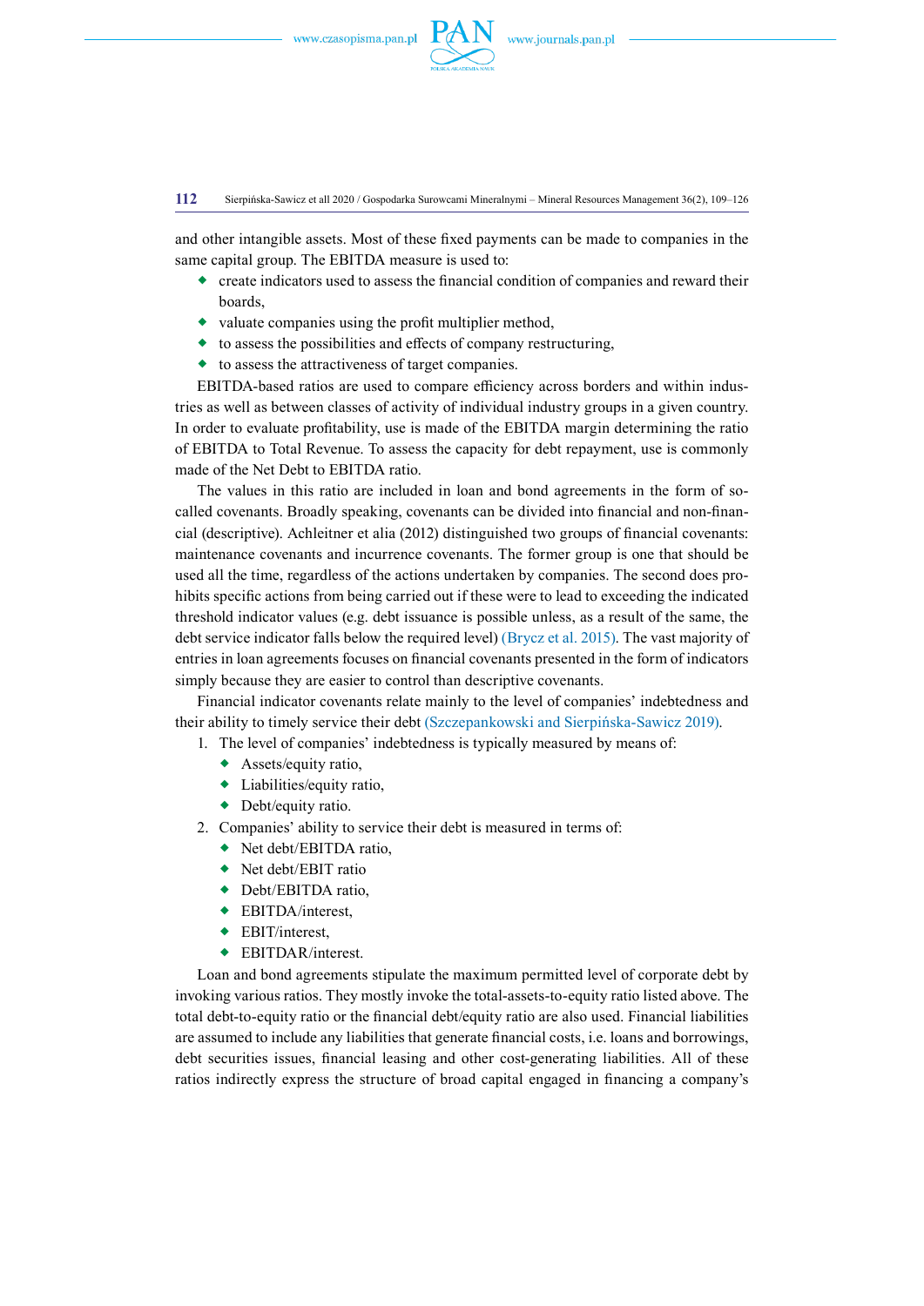and other intangible assets. Most of these fixed payments can be made to companies in the same capital group. The EBITDA measure is used to:

- create indicators used to assess the financial condition of companies and reward their boards,
- valuate companies using the profit multiplier method,
- to assess the possibilities and effects of company restructuring,
- to assess the attractiveness of target companies.

EBITDA-based ratios are used to compare efficiency across borders and within industries as well as between classes of activity of individual industry groups in a given country. In order to evaluate profitability, use is made of the EBITDA margin determining the ratio of EBITDA to Total Revenue. To assess the capacity for debt repayment, use is commonly made of the Net Debt to EBITDA ratio.

The values in this ratio are included in loan and bond agreements in the form of so-called covenants. Broadly speaking, covenants can be divided into financial and non-financial (descriptive). Achleitner et alia (2012) distinguished two groups of financial covenants: maintenance covenants and incurrence covenants. The former group is one that should be used all the time, regardless of the actions undertaken by companies. The second does prohibits specific actions from being carried out if these were to lead to exceeding the indicated threshold indicator values (e.g. debt issuance is possible unless, as a result of the same, the debt service indicator falls below the required level) (Brycz et al. 2015). The vast majority of entries in loan agreements focuses on financial covenants presented in the form of indicators simply because they are easier to control than descriptive covenants.

Financial indicator covenants relate mainly to the level of companies' indebtedness and their ability to timely service their debt (Szczepankowski and Sierpińska-Sawicz 2019).

1. The level of companies' indebtedness is typically measured by means of:
   - Assets/equity ratio,
   - Liabilities/equity ratio,
   - Debt/equity ratio.
2. Companies' ability to service their debt is measured in terms of:
   - Net debt/EBITDA ratio,
   - Net debt/EBIT ratio
   - Debt/EBITDA ratio,
   - EBITDA/interest,
   - EBIT/interest,
   - EBITDAR/interest.

Loan and bond agreements stipulate the maximum permitted level of corporate debt by invoking various ratios. They mostly invoke the total-assets-to-equity ratio listed above. The total debt-to-equity ratio or the financial debt/equity ratio are also used. Financial liabilities are assumed to include any liabilities that generate financial costs, i.e. loans and borrowings, debt securities issues, financial leasing and other cost-generating liabilities. All of these ratios indirectly express the structure of broad capital engaged in financing a company's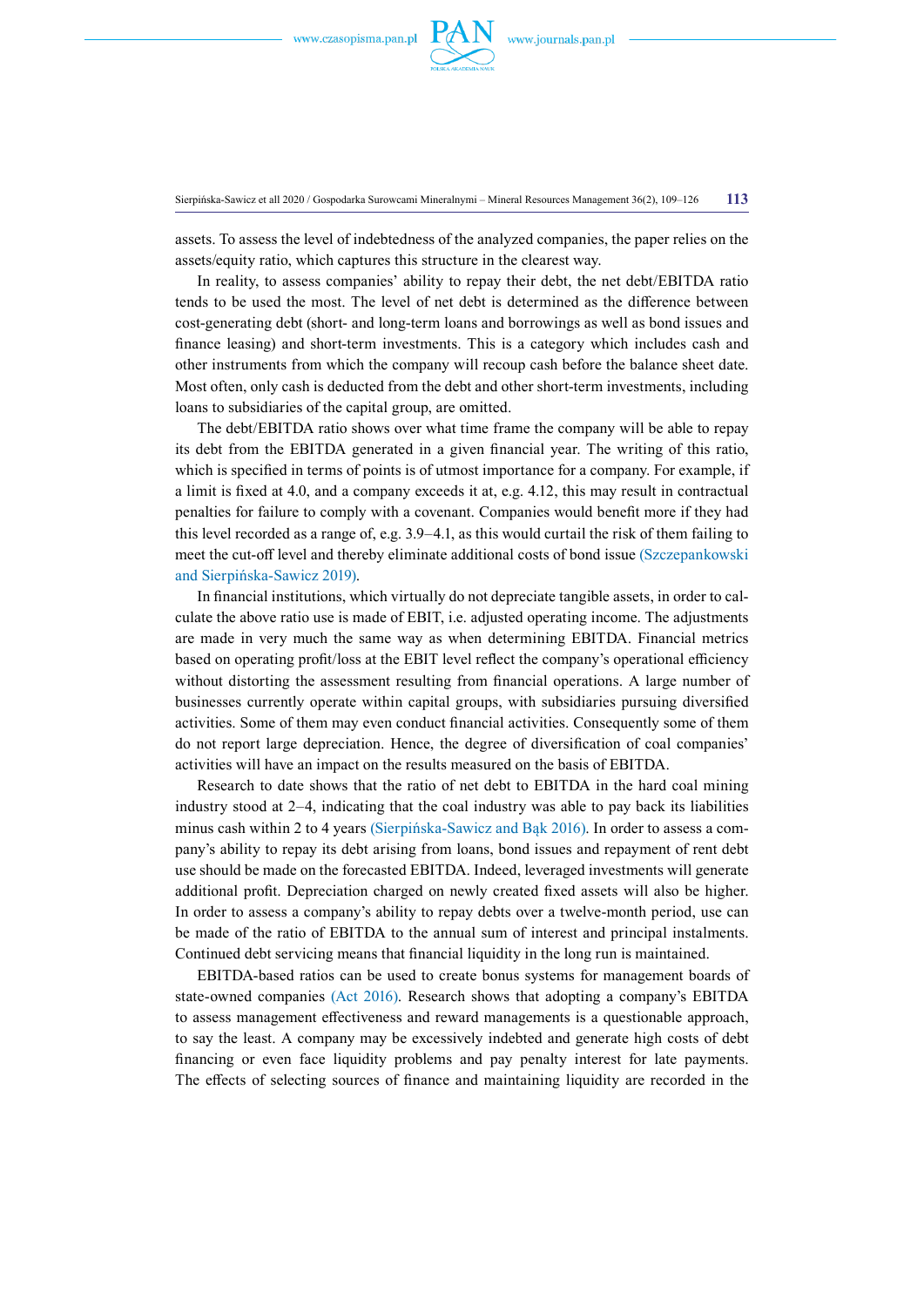assets. To assess the level of indebtedness of the analyzed companies, the paper relies on the assets/equity ratio, which captures this structure in the clearest way.

In reality, to assess companies' ability to repay their debt, the net debt/EBITDA ratio tends to be used the most. The level of net debt is determined as the difference between cost-generating debt (short- and long-term loans and borrowings as well as bond issues and finance leasing) and short-term investments. This is a category which includes cash and other instruments from which the company will recoup cash before the balance sheet date. Most often, only cash is deducted from the debt and other short-term investments, including loans to subsidiaries of the capital group, are omitted.

The debt/EBITDA ratio shows over what time frame the company will be able to repay its debt from the EBITDA generated in a given financial year. The writing of this ratio, which is specified in terms of points is of utmost importance for a company. For example, if a limit is fixed at 4.0, and a company exceeds it at, e.g. 4.12, this may result in contractual penalties for failure to comply with a covenant. Companies would benefit more if they had this level recorded as a range of, e.g. 3.9–4.1, as this would curtail the risk of them failing to meet the cut-off level and thereby eliminate additional costs of bond issue (Szczepankowski and Sierpińska-Sawicz 2019).

In financial institutions, which virtually do not depreciate tangible assets, in order to calculate the above ratio use is made of EBIT, i.e. adjusted operating income. The adjustments are made in very much the same way as when determining EBITDA. Financial metrics based on operating profit/loss at the EBIT level reflect the company's operational efficiency without distorting the assessment resulting from financial operations. A large number of businesses currently operate within capital groups, with subsidiaries pursuing diversified activities. Some of them may even conduct financial activities. Consequently some of them do not report large depreciation. Hence, the degree of diversification of coal companies' activities will have an impact on the results measured on the basis of EBITDA.

Research to date shows that the ratio of net debt to EBITDA in the hard coal mining industry stood at 2–4, indicating that the coal industry was able to pay back its liabilities minus cash within 2 to 4 years (Sierpińska-Sawicz and Bąk 2016). In order to assess a company's ability to repay its debt arising from loans, bond issues and repayment of rent debt use should be made on the forecasted EBITDA. Indeed, leveraged investments will generate additional profit. Depreciation charged on newly created fixed assets will also be higher. In order to assess a company's ability to repay debts over a twelve-month period, use can be made of the ratio of EBITDA to the annual sum of interest and principal instalments. Continued debt servicing means that financial liquidity in the long run is maintained.

EBITDA-based ratios can be used to create bonus systems for management boards of state-owned companies (Act 2016). Research shows that adopting a company's EBITDA to assess management effectiveness and reward managements is a questionable approach, to say the least. A company may be excessively indebted and generate high costs of debt financing or even face liquidity problems and pay penalty interest for late payments. The effects of selecting sources of finance and maintaining liquidity are recorded in the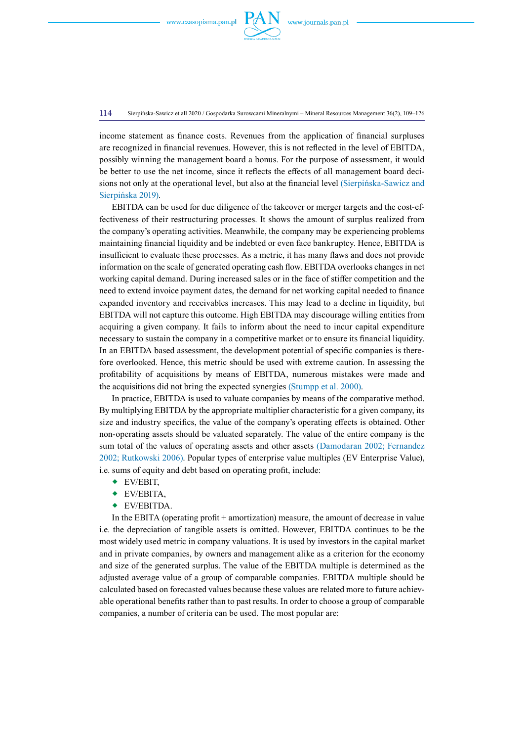income statement as finance costs. Revenues from the application of financial surpluses are recognized in financial revenues. However, this is not reflected in the level of EBITDA, possibly winning the management board a bonus. For the purpose of assessment, it would be better to use the net income, since it reflects the effects of all management board decisions not only at the operational level, but also at the financial level (Sierpińska-Sawicz and Sierpińska 2019).

EBITDA can be used for due diligence of the takeover or merger targets and the cost-effectiveness of their restructuring processes. It shows the amount of surplus realized from the company's operating activities. Meanwhile, the company may be experiencing problems maintaining financial liquidity and be indebted or even face bankruptcy. Hence, EBITDA is insufficient to evaluate these processes. As a metric, it has many flaws and does not provide information on the scale of generated operating cash flow. EBITDA overlooks changes in net working capital demand. During increased sales or in the face of stiffer competition and the need to extend invoice payment dates, the demand for net working capital needed to finance expanded inventory and receivables increases. This may lead to a decline in liquidity, but EBITDA will not capture this outcome. High EBITDA may discourage willing entities from acquiring a given company. It fails to inform about the need to incur capital expenditure necessary to sustain the company in a competitive market or to ensure its financial liquidity. In an EBITDA based assessment, the development potential of specific companies is therefore overlooked. Hence, this metric should be used with extreme caution. In assessing the profitability of acquisitions by means of EBITDA, numerous mistakes were made and the acquisitions did not bring the expected synergies (Stumpp et al. 2000).

In practice, EBITDA is used to valuate companies by means of the comparative method. By multiplying EBITDA by the appropriate multiplier characteristic for a given company, its size and industry specifics, the value of the company's operating effects is obtained. Other non-operating assets should be valuated separately. The value of the entire company is the sum total of the values of operating assets and other assets (Damodaran 2002; Fernandez 2002; Rutkowski 2006). Popular types of enterprise value multiples (EV Enterprise Value), i.e. sums of equity and debt based on operating profit, include:

- EV/EBIT,
- EV/EBITA,
- EV/EBITDA.

In the EBITA (operating profit + amortization) measure, the amount of decrease in value i.e. the depreciation of tangible assets is omitted. However, EBITDA continues to be the most widely used metric in company valuations. It is used by investors in the capital market and in private companies, by owners and management alike as a criterion for the economy and size of the generated surplus. The value of the EBITDA multiple is determined as the adjusted average value of a group of comparable companies. EBITDA multiple should be calculated based on forecasted values because these values are related more to future achievable operational benefits rather than to past results. In order to choose a group of comparable companies, a number of criteria can be used. The most popular are: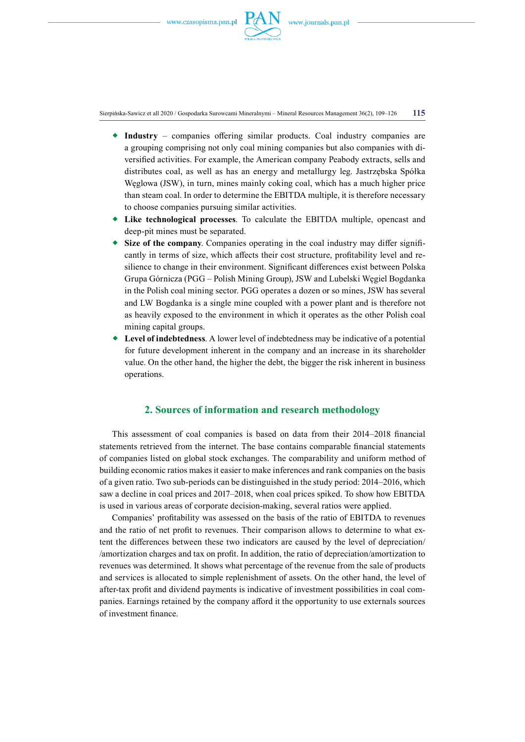- **Industry** – companies offering similar products. Coal industry companies are a grouping comprising not only coal mining companies but also companies with diversified activities. For example, the American company Peabody extracts, sells and distributes coal, as well as has an energy and metallurgy leg. Jastrzębska Spółka Węglowa (JSW), in turn, mines mainly coking coal, which has a much higher price than steam coal. In order to determine the EBITDA multiple, it is therefore necessary to choose companies pursuing similar activities.
- **Like technological processes**. To calculate the EBITDA multiple, opencast and deep-pit mines must be separated.
- **Size of the company**. Companies operating in the coal industry may differ significantly in terms of size, which affects their cost structure, profitability level and resilience to change in their environment. Significant differences exist between Polska Grupa Górnicza (PGG – Polish Mining Group), JSW and Lubelski Węgiel Bogdanka in the Polish coal mining sector. PGG operates a dozen or so mines, JSW has several and LW Bogdanka is a single mine coupled with a power plant and is therefore not as heavily exposed to the environment in which it operates as the other Polish coal mining capital groups.
- **Level of indebtedness**. A lower level of indebtedness may be indicative of a potential for future development inherent in the company and an increase in its shareholder value. On the other hand, the higher the debt, the bigger the risk inherent in business operations.

## 2. Sources of information and research methodology

This assessment of coal companies is based on data from their 2014–2018 financial statements retrieved from the internet. The base contains comparable financial statements of companies listed on global stock exchanges. The comparability and uniform method of building economic ratios makes it easier to make inferences and rank companies on the basis of a given ratio. Two sub-periods can be distinguished in the study period: 2014–2016, which saw a decline in coal prices and 2017–2018, when coal prices spiked. To show how EBITDA is used in various areas of corporate decision-making, several ratios were applied.

Companies' profitability was assessed on the basis of the ratio of EBITDA to revenues and the ratio of net profit to revenues. Their comparison allows to determine to what extent the differences between these two indicators are caused by the level of depreciation/amortization charges and tax on profit. In addition, the ratio of depreciation/amortization to revenues was determined. It shows what percentage of the revenue from the sale of products and services is allocated to simple replenishment of assets. On the other hand, the level of after-tax profit and dividend payments is indicative of investment possibilities in coal companies. Earnings retained by the company afford it the opportunity to use externals sources of investment finance.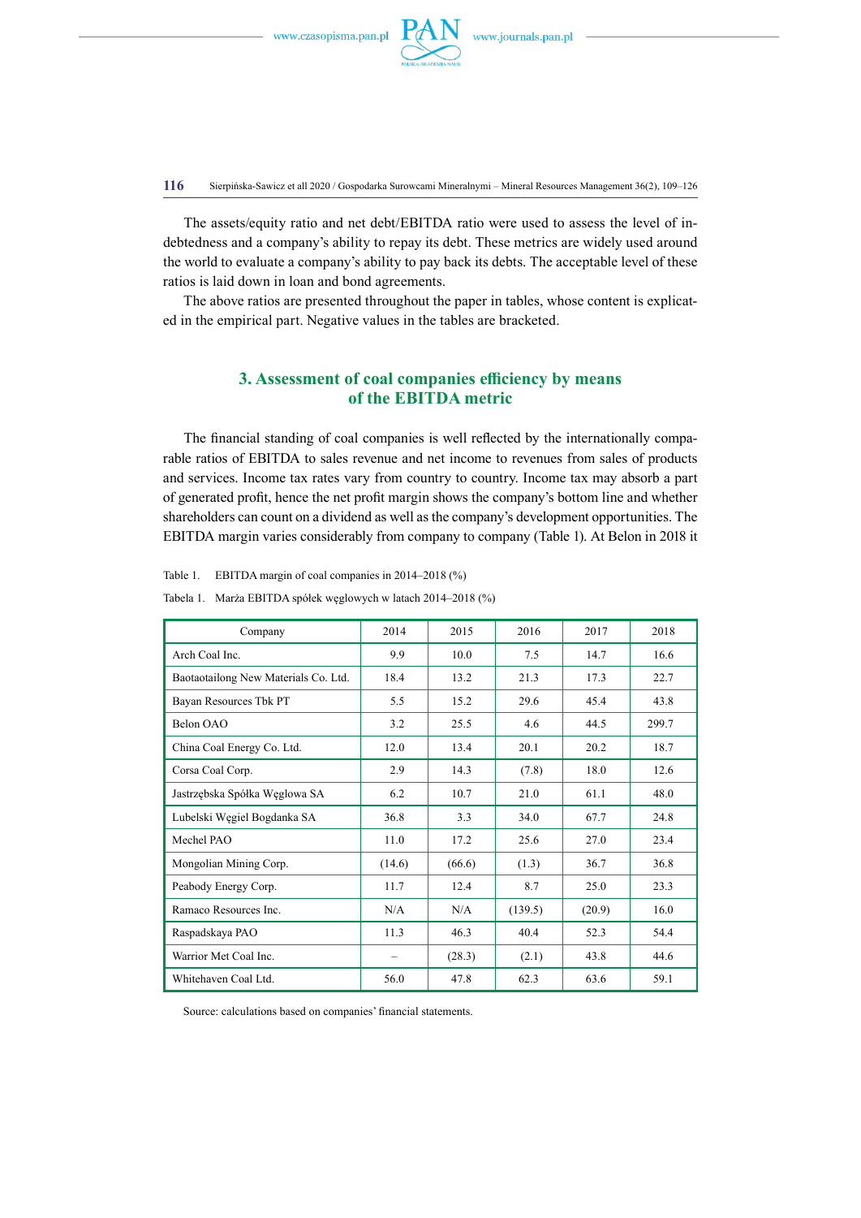The assets/equity ratio and net debt/EBITDA ratio were used to assess the level of indebtedness and a company's ability to repay its debt. These metrics are widely used around the world to evaluate a company's ability to pay back its debts. The acceptable level of these ratios is laid down in loan and bond agreements.

The above ratios are presented throughout the paper in tables, whose content is explicated in the empirical part. Negative values in the tables are bracketed.

## 3. Assessment of coal companies efficiency by means of the EBITDA metric

The financial standing of coal companies is well reflected by the internationally comparable ratios of EBITDA to sales revenue and net income to revenues from sales of products and services. Income tax rates vary from country to country. Income tax may absorb a part of generated profit, hence the net profit margin shows the company's bottom line and whether shareholders can count on a dividend as well as the company's development opportunities. The EBITDA margin varies considerably from company to company (Table 1). At Belon in 2018 it

Table 1. EBITDA margin of coal companies in 2014–2018 (%)

Tabela 1. Marża EBITDA spółek węglowych w latach 2014–2018 (%)

| Company | 2014 | 2015 | 2016 | 2017 | 2018 |
|---|---|---|---|---|---|
| Arch Coal Inc. | 9.9 | 10.0 | 7.5 | 14.7 | 16.6 |
| Baotaotailong New Materials Co. Ltd. | 18.4 | 13.2 | 21.3 | 17.3 | 22.7 |
| Bayan Resources Tbk PT | 5.5 | 15.2 | 29.6 | 45.4 | 43.8 |
| Belon OAO | 3.2 | 25.5 | 4.6 | 44.5 | 299.7 |
| China Coal Energy Co. Ltd. | 12.0 | 13.4 | 20.1 | 20.2 | 18.7 |
| Corsa Coal Corp. | 2.9 | 14.3 | (7.8) | 18.0 | 12.6 |
| Jastrzębska Spółka Węglowa SA | 6.2 | 10.7 | 21.0 | 61.1 | 48.0 |
| Lubelski Węgiel Bogdanka SA | 36.8 | 3.3 | 34.0 | 67.7 | 24.8 |
| Mechel PAO | 11.0 | 17.2 | 25.6 | 27.0 | 23.4 |
| Mongolian Mining Corp. | (14.6) | (66.6) | (1.3) | 36.7 | 36.8 |
| Peabody Energy Corp. | 11.7 | 12.4 | 8.7 | 25.0 | 23.3 |
| Ramaco Resources Inc. | N/A | N/A | (139.5) | (20.9) | 16.0 |
| Raspadskaya PAO | 11.3 | 46.3 | 40.4 | 52.3 | 54.4 |
| Warrior Met Coal Inc. | – | (28.3) | (2.1) | 43.8 | 44.6 |
| Whitehaven Coal Ltd. | 56.0 | 47.8 | 62.3 | 63.6 | 59.1 |

Source: calculations based on companies' financial statements.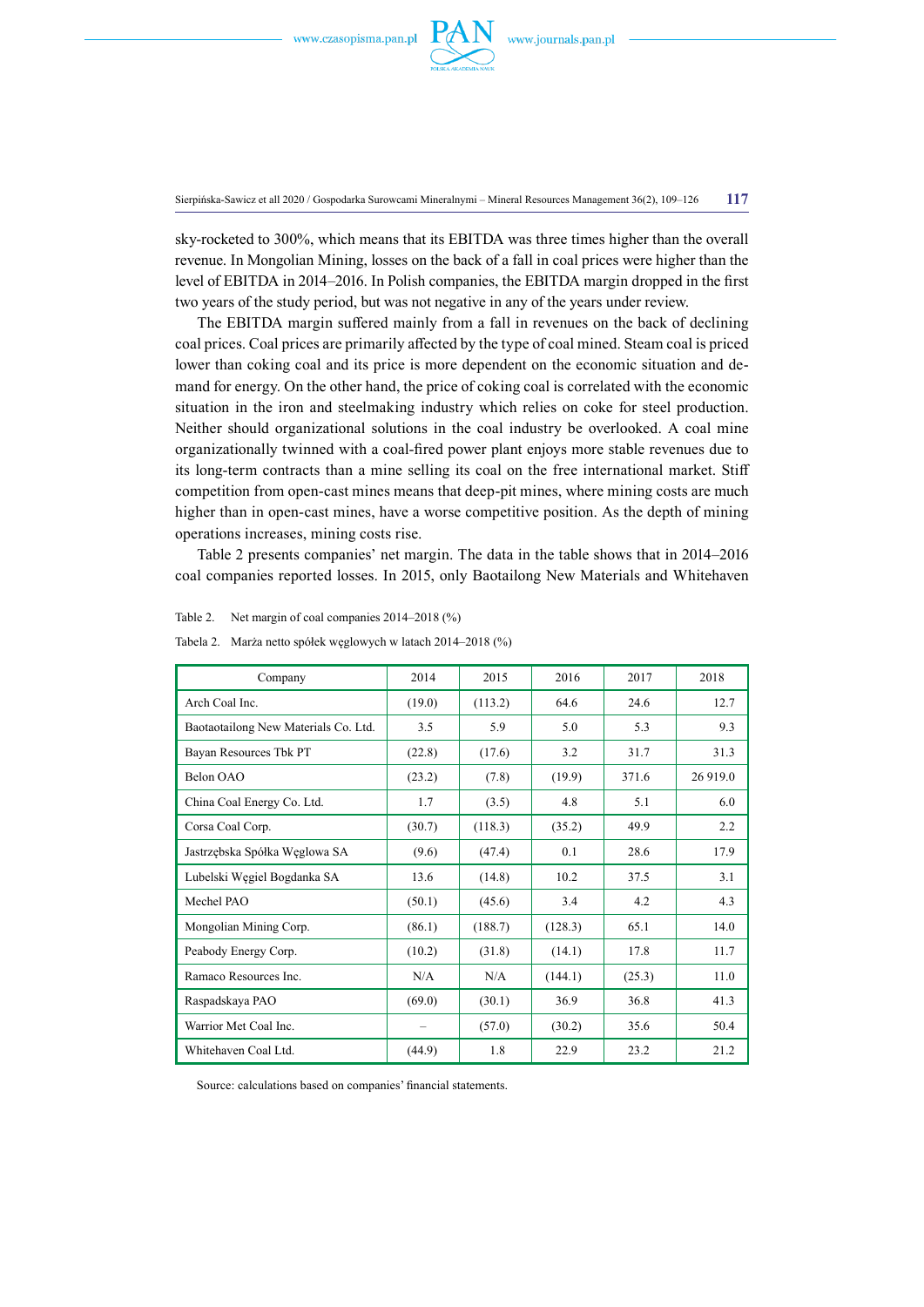sky-rocketed to 300%, which means that its EBITDA was three times higher than the overall revenue. In Mongolian Mining, losses on the back of a fall in coal prices were higher than the level of EBITDA in 2014–2016. In Polish companies, the EBITDA margin dropped in the first two years of the study period, but was not negative in any of the years under review.

The EBITDA margin suffered mainly from a fall in revenues on the back of declining coal prices. Coal prices are primarily affected by the type of coal mined. Steam coal is priced lower than coking coal and its price is more dependent on the economic situation and demand for energy. On the other hand, the price of coking coal is correlated with the economic situation in the iron and steelmaking industry which relies on coke for steel production. Neither should organizational solutions in the coal industry be overlooked. A coal mine organizationally twinned with a coal-fired power plant enjoys more stable revenues due to its long-term contracts than a mine selling its coal on the free international market. Stiff competition from open-cast mines means that deep-pit mines, where mining costs are much higher than in open-cast mines, have a worse competitive position. As the depth of mining operations increases, mining costs rise.

Table 2 presents companies' net margin. The data in the table shows that in 2014–2016 coal companies reported losses. In 2015, only Baotailong New Materials and Whitehaven

Table 2. Net margin of coal companies 2014–2018 (%)

Tabela 2. Marża netto spółek węglowych w latach 2014–2018 (%)

| Company | 2014 | 2015 | 2016 | 2017 | 2018 |
|---|---|---|---|---|---|
| Arch Coal Inc. | (19.0) | (113.2) | 64.6 | 24.6 | 12.7 |
| Baotaotailong New Materials Co. Ltd. | 3.5 | 5.9 | 5.0 | 5.3 | 9.3 |
| Bayan Resources Tbk PT | (22.8) | (17.6) | 3.2 | 31.7 | 31.3 |
| Belon OAO | (23.2) | (7.8) | (19.9) | 371.6 | 26 919.0 |
| China Coal Energy Co. Ltd. | 1.7 | (3.5) | 4.8 | 5.1 | 6.0 |
| Corsa Coal Corp. | (30.7) | (118.3) | (35.2) | 49.9 | 2.2 |
| Jastrzębska Spółka Węglowa SA | (9.6) | (47.4) | 0.1 | 28.6 | 17.9 |
| Lubelski Węgiel Bogdanka SA | 13.6 | (14.8) | 10.2 | 37.5 | 3.1 |
| Mechel PAO | (50.1) | (45.6) | 3.4 | 4.2 | 4.3 |
| Mongolian Mining Corp. | (86.1) | (188.7) | (128.3) | 65.1 | 14.0 |
| Peabody Energy Corp. | (10.2) | (31.8) | (14.1) | 17.8 | 11.7 |
| Ramaco Resources Inc. | N/A | N/A | (144.1) | (25.3) | 11.0 |
| Raspadskaya PAO | (69.0) | (30.1) | 36.9 | 36.8 | 41.3 |
| Warrior Met Coal Inc. | – | (57.0) | (30.2) | 35.6 | 50.4 |
| Whitehaven Coal Ltd. | (44.9) | 1.8 | 22.9 | 23.2 | 21.2 |

Source: calculations based on companies' financial statements.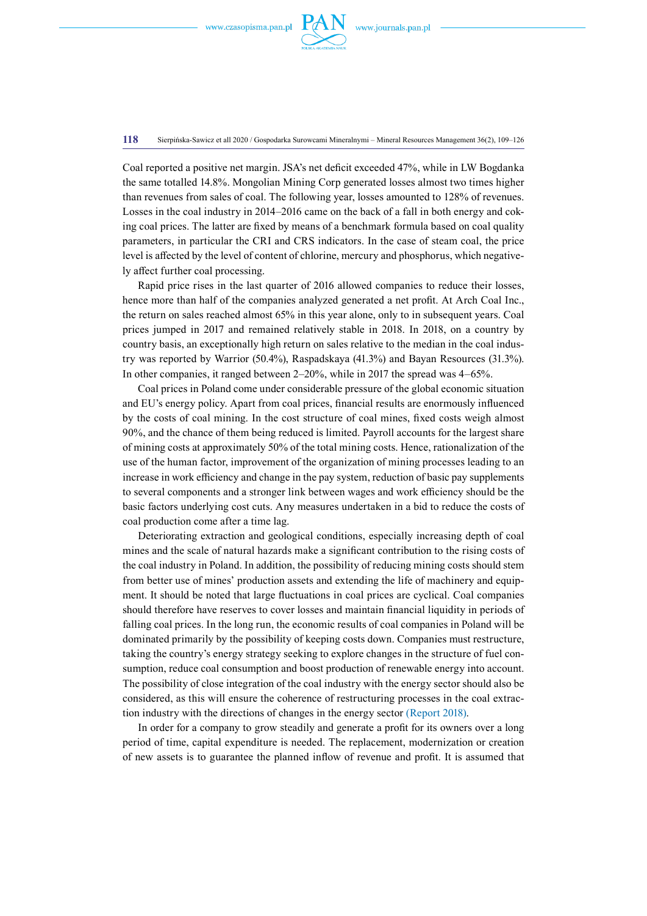Coal reported a positive net margin. JSA's net deficit exceeded 47%, while in LW Bogdanka the same totalled 14.8%. Mongolian Mining Corp generated losses almost two times higher than revenues from sales of coal. The following year, losses amounted to 128% of revenues. Losses in the coal industry in 2014–2016 came on the back of a fall in both energy and coking coal prices. The latter are fixed by means of a benchmark formula based on coal quality parameters, in particular the CRI and CRS indicators. In the case of steam coal, the price level is affected by the level of content of chlorine, mercury and phosphorus, which negatively affect further coal processing.

Rapid price rises in the last quarter of 2016 allowed companies to reduce their losses, hence more than half of the companies analyzed generated a net profit. At Arch Coal Inc., the return on sales reached almost 65% in this year alone, only to in subsequent years. Coal prices jumped in 2017 and remained relatively stable in 2018. In 2018, on a country by country basis, an exceptionally high return on sales relative to the median in the coal industry was reported by Warrior (50.4%), Raspadskaya (41.3%) and Bayan Resources (31.3%). In other companies, it ranged between 2–20%, while in 2017 the spread was 4–65%.

Coal prices in Poland come under considerable pressure of the global economic situation and EU's energy policy. Apart from coal prices, financial results are enormously influenced by the costs of coal mining. In the cost structure of coal mines, fixed costs weigh almost 90%, and the chance of them being reduced is limited. Payroll accounts for the largest share of mining costs at approximately 50% of the total mining costs. Hence, rationalization of the use of the human factor, improvement of the organization of mining processes leading to an increase in work efficiency and change in the pay system, reduction of basic pay supplements to several components and a stronger link between wages and work efficiency should be the basic factors underlying cost cuts. Any measures undertaken in a bid to reduce the costs of coal production come after a time lag.

Deteriorating extraction and geological conditions, especially increasing depth of coal mines and the scale of natural hazards make a significant contribution to the rising costs of the coal industry in Poland. In addition, the possibility of reducing mining costs should stem from better use of mines' production assets and extending the life of machinery and equipment. It should be noted that large fluctuations in coal prices are cyclical. Coal companies should therefore have reserves to cover losses and maintain financial liquidity in periods of falling coal prices. In the long run, the economic results of coal companies in Poland will be dominated primarily by the possibility of keeping costs down. Companies must restructure, taking the country's energy strategy seeking to explore changes in the structure of fuel consumption, reduce coal consumption and boost production of renewable energy into account. The possibility of close integration of the coal industry with the energy sector should also be considered, as this will ensure the coherence of restructuring processes in the coal extraction industry with the directions of changes in the energy sector (Report 2018).

In order for a company to grow steadily and generate a profit for its owners over a long period of time, capital expenditure is needed. The replacement, modernization or creation of new assets is to guarantee the planned inflow of revenue and profit. It is assumed that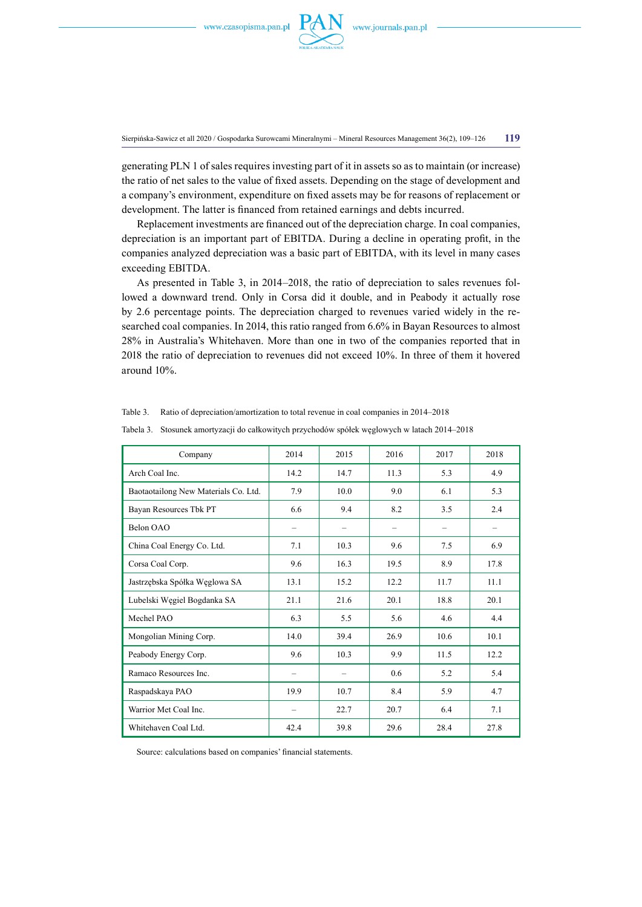generating PLN 1 of sales requires investing part of it in assets so as to maintain (or increase) the ratio of net sales to the value of fixed assets. Depending on the stage of development and a company's environment, expenditure on fixed assets may be for reasons of replacement or development. The latter is financed from retained earnings and debts incurred.

Replacement investments are financed out of the depreciation charge. In coal companies, depreciation is an important part of EBITDA. During a decline in operating profit, in the companies analyzed depreciation was a basic part of EBITDA, with its level in many cases exceeding EBITDA.

As presented in Table 3, in 2014–2018, the ratio of depreciation to sales revenues followed a downward trend. Only in Corsa did it double, and in Peabody it actually rose by 2.6 percentage points. The depreciation charged to revenues varied widely in the researched coal companies. In 2014, this ratio ranged from 6.6% in Bayan Resources to almost 28% in Australia's Whitehaven. More than one in two of the companies reported that in 2018 the ratio of depreciation to revenues did not exceed 10%. In three of them it hovered around 10%.

Table 3. Ratio of depreciation/amortization to total revenue in coal companies in 2014–2018

Tabela 3. Stosunek amortyzacji do całkowitych przychodów spółek węglowych w latach 2014–2018

| Company | 2014 | 2015 | 2016 | 2017 | 2018 |
|---|---|---|---|---|---|
| Arch Coal Inc. | 14.2 | 14.7 | 11.3 | 5.3 | 4.9 |
| Baotaotailong New Materials Co. Ltd. | 7.9 | 10.0 | 9.0 | 6.1 | 5.3 |
| Bayan Resources Tbk PT | 6.6 | 9.4 | 8.2 | 3.5 | 2.4 |
| Belon OAO | – | – | – | – | – |
| China Coal Energy Co. Ltd. | 7.1 | 10.3 | 9.6 | 7.5 | 6.9 |
| Corsa Coal Corp. | 9.6 | 16.3 | 19.5 | 8.9 | 17.8 |
| Jastrzębska Spółka Węglowa SA | 13.1 | 15.2 | 12.2 | 11.7 | 11.1 |
| Lubelski Węgiel Bogdanka SA | 21.1 | 21.6 | 20.1 | 18.8 | 20.1 |
| Mechel PAO | 6.3 | 5.5 | 5.6 | 4.6 | 4.4 |
| Mongolian Mining Corp. | 14.0 | 39.4 | 26.9 | 10.6 | 10.1 |
| Peabody Energy Corp. | 9.6 | 10.3 | 9.9 | 11.5 | 12.2 |
| Ramaco Resources Inc. | – | – | 0.6 | 5.2 | 5.4 |
| Raspadskaya PAO | 19.9 | 10.7 | 8.4 | 5.9 | 4.7 |
| Warrior Met Coal Inc. | – | 22.7 | 20.7 | 6.4 | 7.1 |
| Whitehaven Coal Ltd. | 42.4 | 39.8 | 29.6 | 28.4 | 27.8 |

Source: calculations based on companies' financial statements.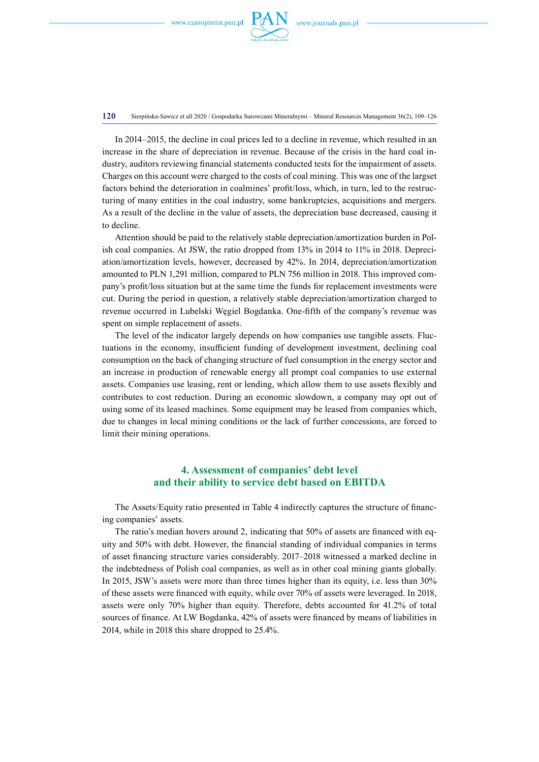In 2014–2015, the decline in coal prices led to a decline in revenue, which resulted in an increase in the share of depreciation in revenue. Because of the crisis in the hard coal industry, auditors reviewing financial statements conducted tests for the impairment of assets. Charges on this account were charged to the costs of coal mining. This was one of the largset factors behind the deterioration in coalmines' profit/loss, which, in turn, led to the restructuring of many entities in the coal industry, some bankruptcies, acquisitions and mergers. As a result of the decline in the value of assets, the depreciation base decreased, causing it to decline.

Attention should be paid to the relatively stable depreciation/amortization burden in Polish coal companies. At JSW, the ratio dropped from 13% in 2014 to 11% in 2018. Depreciation/amortization levels, however, decreased by 42%. In 2014, depreciation/amortization amounted to PLN 1,291 million, compared to PLN 756 million in 2018. This improved company's profit/loss situation but at the same time the funds for replacement investments were cut. During the period in question, a relatively stable depreciation/amortization charged to revenue occurred in Lubelski Węgiel Bogdanka. One-fifth of the company's revenue was spent on simple replacement of assets.

The level of the indicator largely depends on how companies use tangible assets. Fluctuations in the economy, insufficient funding of development investment, declining coal consumption on the back of changing structure of fuel consumption in the energy sector and an increase in production of renewable energy all prompt coal companies to use external assets. Companies use leasing, rent or lending, which allow them to use assets flexibly and contributes to cost reduction. During an economic slowdown, a company may opt out of using some of its leased machines. Some equipment may be leased from companies which, due to changes in local mining conditions or the lack of further concessions, are forced to limit their mining operations.

## 4. Assessment of companies' debt level and their ability to service debt based on EBITDA

The Assets/Equity ratio presented in Table 4 indirectly captures the structure of financing companies' assets.

The ratio's median hovers around 2, indicating that 50% of assets are financed with equity and 50% with debt. However, the financial standing of individual companies in terms of asset financing structure varies considerably. 2017–2018 witnessed a marked decline in the indebtedness of Polish coal companies, as well as in other coal mining giants globally. In 2015, JSW's assets were more than three times higher than its equity, i.e. less than 30% of these assets were financed with equity, while over 70% of assets were leveraged. In 2018, assets were only 70% higher than equity. Therefore, debts accounted for 41.2% of total sources of finance. At LW Bogdanka, 42% of assets were financed by means of liabilities in 2014, while in 2018 this share dropped to 25.4%.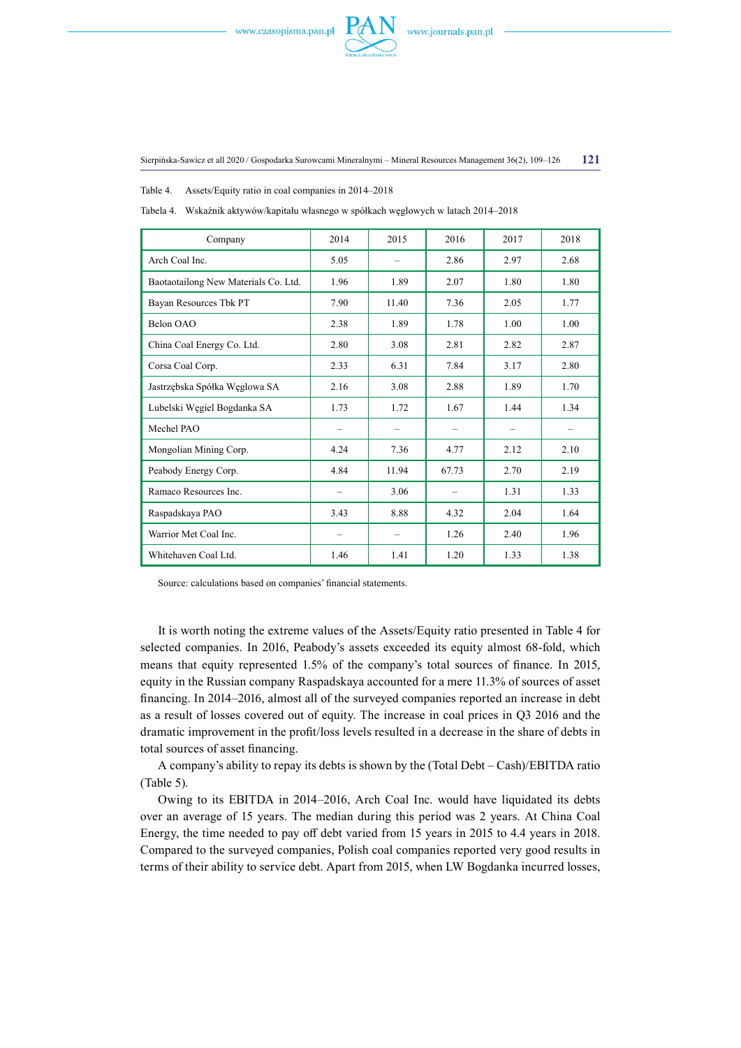Table 4. Assets/Equity ratio in coal companies in 2014–2018

Tabela 4. Wskaźnik aktywów/kapitału własnego w spółkach węglowych w latach 2014–2018

| Company | 2014 | 2015 | 2016 | 2017 | 2018 |
|---|---|---|---|---|---|
| Arch Coal Inc. | 5.05 | – | 2.86 | 2.97 | 2.68 |
| Baotaotailong New Materials Co. Ltd. | 1.96 | 1.89 | 2.07 | 1.80 | 1.80 |
| Bayan Resources Tbk PT | 7.90 | 11.40 | 7.36 | 2.05 | 1.77 |
| Belon OAO | 2.38 | 1.89 | 1.78 | 1.00 | 1.00 |
| China Coal Energy Co. Ltd. | 2.80 | 3.08 | 2.81 | 2.82 | 2.87 |
| Corsa Coal Corp. | 2.33 | 6.31 | 7.84 | 3.17 | 2.80 |
| Jastrzębska Spółka Węglowa SA | 2.16 | 3.08 | 2.88 | 1.89 | 1.70 |
| Lubelski Węgiel Bogdanka SA | 1.73 | 1.72 | 1.67 | 1.44 | 1.34 |
| Mechel PAO | – | – | – | – | – |
| Mongolian Mining Corp. | 4.24 | 7.36 | 4.77 | 2.12 | 2.10 |
| Peabody Energy Corp. | 4.84 | 11.94 | 67.73 | 2.70 | 2.19 |
| Ramaco Resources Inc. | – | 3.06 | – | 1.31 | 1.33 |
| Raspadskaya PAO | 3.43 | 8.88 | 4.32 | 2.04 | 1.64 |
| Warrior Met Coal Inc. | – | – | 1.26 | 2.40 | 1.96 |
| Whitehaven Coal Ltd. | 1.46 | 1.41 | 1.20 | 1.33 | 1.38 |

Source: calculations based on companies' financial statements.

It is worth noting the extreme values of the Assets/Equity ratio presented in Table 4 for selected companies. In 2016, Peabody's assets exceeded its equity almost 68-fold, which means that equity represented 1.5% of the company's total sources of finance. In 2015, equity in the Russian company Raspadskaya accounted for a mere 11.3% of sources of asset financing. In 2014–2016, almost all of the surveyed companies reported an increase in debt as a result of losses covered out of equity. The increase in coal prices in Q3 2016 and the dramatic improvement in the profit/loss levels resulted in a decrease in the share of debts in total sources of asset financing.

A company's ability to repay its debts is shown by the (Total Debt – Cash)/EBITDA ratio (Table 5).

Owing to its EBITDA in 2014–2016, Arch Coal Inc. would have liquidated its debts over an average of 15 years. The median during this period was 2 years. At China Coal Energy, the time needed to pay off debt varied from 15 years in 2015 to 4.4 years in 2018. Compared to the surveyed companies, Polish coal companies reported very good results in terms of their ability to service debt. Apart from 2015, when LW Bogdanka incurred losses,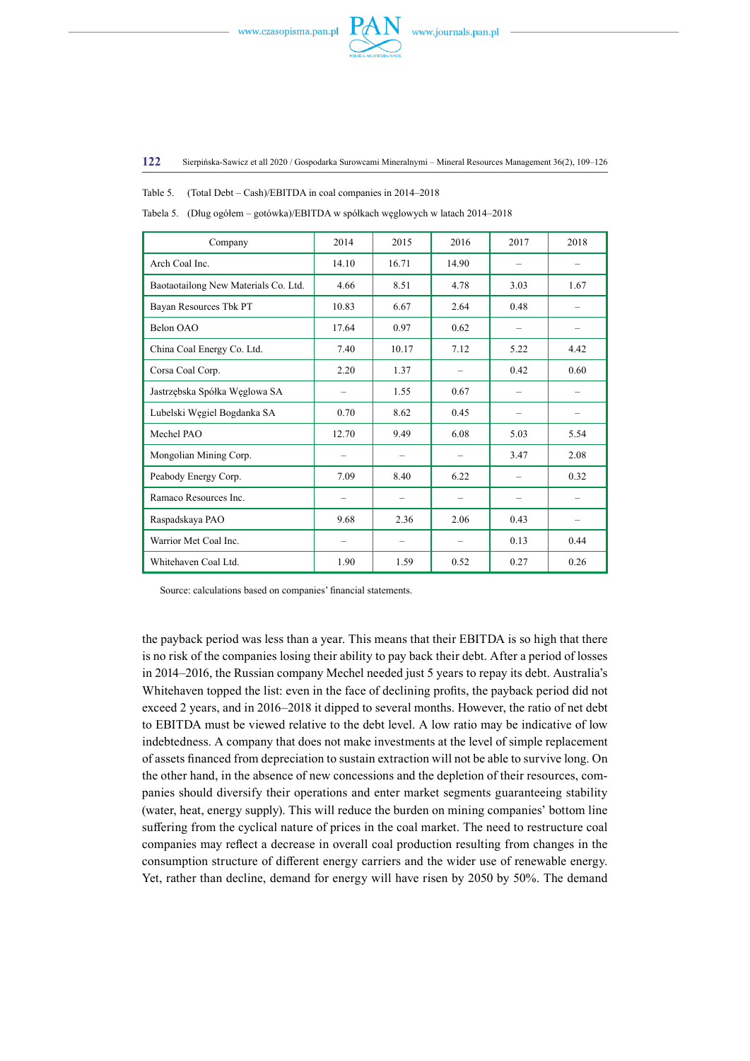Table 5. (Total Debt – Cash)/EBITDA in coal companies in 2014–2018

Tabela 5. (Dług ogółem – gotówka)/EBITDA w spółkach węglowych w latach 2014–2018

| Company | 2014 | 2015 | 2016 | 2017 | 2018 |
|---|---|---|---|---|---|
| Arch Coal Inc. | 14.10 | 16.71 | 14.90 | – | – |
| Baotaotailong New Materials Co. Ltd. | 4.66 | 8.51 | 4.78 | 3.03 | 1.67 |
| Bayan Resources Tbk PT | 10.83 | 6.67 | 2.64 | 0.48 | – |
| Belon OAO | 17.64 | 0.97 | 0.62 | – | – |
| China Coal Energy Co. Ltd. | 7.40 | 10.17 | 7.12 | 5.22 | 4.42 |
| Corsa Coal Corp. | 2.20 | 1.37 | – | 0.42 | 0.60 |
| Jastrzębska Spółka Węglowa SA | – | 1.55 | 0.67 | – | – |
| Lubelski Węgiel Bogdanka SA | 0.70 | 8.62 | 0.45 | – | – |
| Mechel PAO | 12.70 | 9.49 | 6.08 | 5.03 | 5.54 |
| Mongolian Mining Corp. | – | – | – | 3.47 | 2.08 |
| Peabody Energy Corp. | 7.09 | 8.40 | 6.22 | – | 0.32 |
| Ramaco Resources Inc. | – | – | – | – | – |
| Raspadskaya PAO | 9.68 | 2.36 | 2.06 | 0.43 | – |
| Warrior Met Coal Inc. | – | – | – | 0.13 | 0.44 |
| Whitehaven Coal Ltd. | 1.90 | 1.59 | 0.52 | 0.27 | 0.26 |

Source: calculations based on companies' financial statements.

the payback period was less than a year. This means that their EBITDA is so high that there is no risk of the companies losing their ability to pay back their debt. After a period of losses in 2014–2016, the Russian company Mechel needed just 5 years to repay its debt. Australia's Whitehaven topped the list: even in the face of declining profits, the payback period did not exceed 2 years, and in 2016–2018 it dipped to several months. However, the ratio of net debt to EBITDA must be viewed relative to the debt level. A low ratio may be indicative of low indebtedness. A company that does not make investments at the level of simple replacement of assets financed from depreciation to sustain extraction will not be able to survive long. On the other hand, in the absence of new concessions and the depletion of their resources, companies should diversify their operations and enter market segments guaranteeing stability (water, heat, energy supply). This will reduce the burden on mining companies' bottom line suffering from the cyclical nature of prices in the coal market. The need to restructure coal companies may reflect a decrease in overall coal production resulting from changes in the consumption structure of different energy carriers and the wider use of renewable energy. Yet, rather than decline, demand for energy will have risen by 2050 by 50%. The demand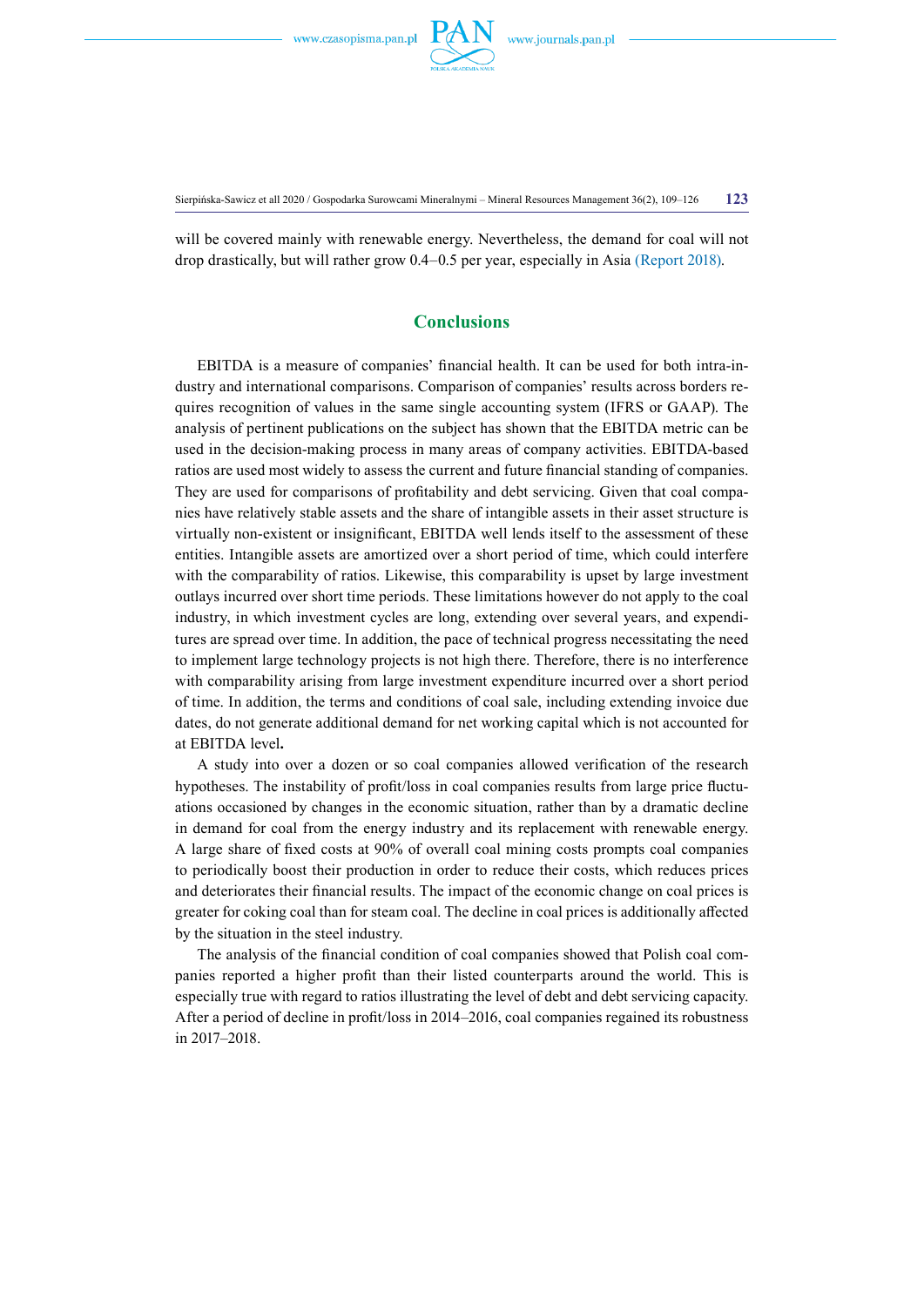will be covered mainly with renewable energy. Nevertheless, the demand for coal will not drop drastically, but will rather grow 0.4–0.5 per year, especially in Asia (Report 2018).

## Conclusions

EBITDA is a measure of companies' financial health. It can be used for both intra-industry and international comparisons. Comparison of companies' results across borders requires recognition of values in the same single accounting system (IFRS or GAAP). The analysis of pertinent publications on the subject has shown that the EBITDA metric can be used in the decision-making process in many areas of company activities. EBITDA-based ratios are used most widely to assess the current and future financial standing of companies. They are used for comparisons of profitability and debt servicing. Given that coal companies have relatively stable assets and the share of intangible assets in their asset structure is virtually non-existent or insignificant, EBITDA well lends itself to the assessment of these entities. Intangible assets are amortized over a short period of time, which could interfere with the comparability of ratios. Likewise, this comparability is upset by large investment outlays incurred over short time periods. These limitations however do not apply to the coal industry, in which investment cycles are long, extending over several years, and expenditures are spread over time. In addition, the pace of technical progress necessitating the need to implement large technology projects is not high there. Therefore, there is no interference with comparability arising from large investment expenditure incurred over a short period of time. In addition, the terms and conditions of coal sale, including extending invoice due dates, do not generate additional demand for net working capital which is not accounted for at EBITDA level**.**

A study into over a dozen or so coal companies allowed verification of the research hypotheses. The instability of profit/loss in coal companies results from large price fluctuations occasioned by changes in the economic situation, rather than by a dramatic decline in demand for coal from the energy industry and its replacement with renewable energy. A large share of fixed costs at 90% of overall coal mining costs prompts coal companies to periodically boost their production in order to reduce their costs, which reduces prices and deteriorates their financial results. The impact of the economic change on coal prices is greater for coking coal than for steam coal. The decline in coal prices is additionally affected by the situation in the steel industry.

The analysis of the financial condition of coal companies showed that Polish coal companies reported a higher profit than their listed counterparts around the world. This is especially true with regard to ratios illustrating the level of debt and debt servicing capacity. After a period of decline in profit/loss in 2014–2016, coal companies regained its robustness in 2017–2018.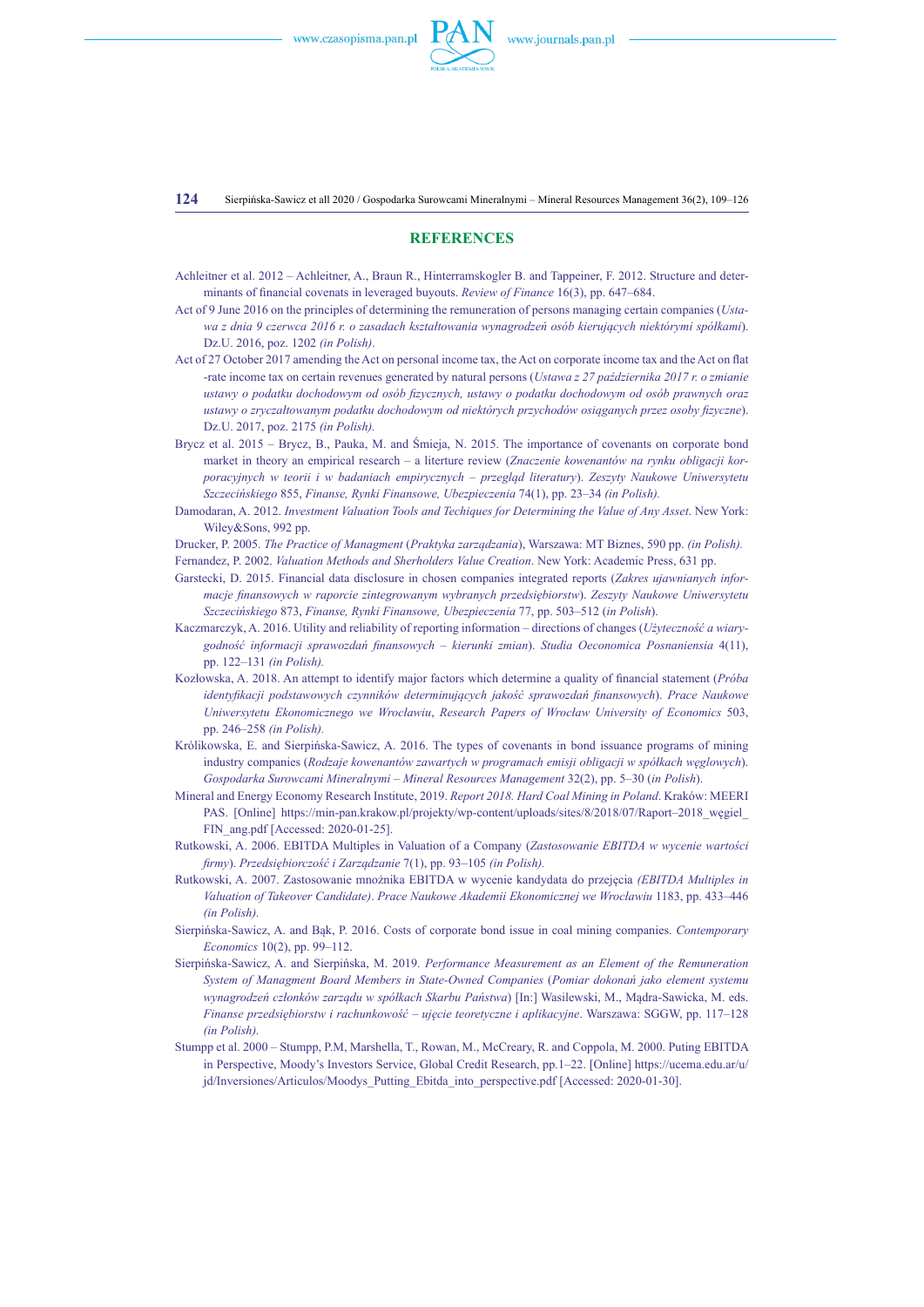## REFERENCES

Achleitner et al. 2012 – Achleitner, A., Braun R., Hinterramskogler B. and Tappeiner, F. 2012. Structure and determinants of financial covenats in leveraged buyouts. *Review of Finance* 16(3), pp. 647–684.

Act of 9 June 2016 on the principles of determining the remuneration of persons managing certain companies (*Ustawa z dnia 9 czerwca 2016 r. o zasadach kształtowania wynagrodzeń osób kierujących niektórymi spółkami*). Dz.U. 2016, poz. 1202 *(in Polish)*.

Act of 27 October 2017 amending the Act on personal income tax, the Act on corporate income tax and the Act on flat -rate income tax on certain revenues generated by natural persons (*Ustawa z 27 października 2017 r. o zmianie ustawy o podatku dochodowym od osób fizycznych, ustawy o podatku dochodowym od osób prawnych oraz ustawy o zryczałtowanym podatku dochodowym od niektórych przychodów osiąganych przez osoby fizyczne*). Dz.U. 2017, poz. 2175 *(in Polish).*

Brycz et al. 2015 – Brycz, B., Pauka, M. and Śmieja, N. 2015. The importance of covenants on corporate bond market in theory an empirical research – a litterture review (*Znaczenie kowenantów na rynku obligacji korporacyjnych w teorii i w badaniach empirycznych – przegląd literatury*). *Zeszyty Naukowe Uniwersytetu Szczecińskiego* 855, *Finanse, Rynki Finansowe, Ubezpieczenia* 74(1), pp. 23–34 *(in Polish).*

Damodaran, A. 2012. *Investment Valuation Tools and Techiques for Determining the Value of Any Asset*. New York: Wiley&Sons, 992 pp.

Drucker, P. 2005. *The Practice of Managment* (*Praktyka zarządzania*), Warszawa: MT Biznes, 590 pp. *(in Polish).*

Fernandez, P. 2002. *Valuation Methods and Sherholders Value Creation*. New York: Academic Press, 631 pp.

Garstecki, D. 2015. Financial data disclosure in chosen companies integrated reports (*Zakres ujawnianych informacje finansowych w raporcie zintegrowanym wybranych przedsiębiorstw*). *Zeszyty Naukowe Uniwersytetu Szczecińskiego* 873, *Finanse, Rynki Finansowe, Ubezpieczenia* 77, pp. 503–512 (*in Polish*).

Kaczmarczyk, A. 2016. Utility and reliability of reporting information – directions of changes (*Użyteczność a wiarygodność informacji sprawozdań finansowych – kierunki zmian*). *Studia Oeconomica Posnaniensia* 4(11), pp. 122–131 *(in Polish).*

Kozłowska, A. 2018. An attempt to identify major factors which determine a quality of financial statement (*Próba identyfikacji podstawowych czynników determinujących jakość sprawozdań finansowych*). *Prace Naukowe Uniwersytetu Ekonomicznego we Wrocławiu*, *Research Papers of Wrocław University of Economics* 503, pp. 246–258 *(in Polish).*

Królikowska, E. and Sierpińska-Sawicz, A. 2016. The types of covenants in bond issuance programs of mining industry companies (*Rodzaje kowenantów zawartych w programach emisji obligacji w spółkach węglowych*). *Gospodarka Surowcami Mineralnymi – Mineral Resources Management* 32(2), pp. 5–30 (*in Polish*).

Mineral and Energy Economy Research Institute, 2019. *Report 2018. Hard Coal Mining in Poland*. Kraków: MEERI PAS. [Online] https://min-pan.krakow.pl/projekty/wp-content/uploads/sites/8/2018/07/Raport–2018_węgiel_FIN_ang.pdf [Accessed: 2020-01-25].

Rutkowski, A. 2006. EBITDA Multiples in Valuation of a Company (*Zastosowanie EBITDA w wycenie wartości firmy*). *Przedsiębiorczość i Zarządzanie* 7(1), pp. 93–105 *(in Polish).*

Rutkowski, A. 2007. Zastosowanie mnożnika EBITDA w wycenie kandydata do przejęcia *(EBITDA Multiples in Valuation of Takeover Candidate)*. *Prace Naukowe Akademii Ekonomicznej we Wrocławiu* 1183, pp. 433–446 *(in Polish).*

Sierpińska-Sawicz, A. and Bąk, P. 2016. Costs of corporate bond issue in coal mining companies. *Contemporary Economics* 10(2), pp. 99–112.

Sierpińska-Sawicz, A. and Sierpińska, M. 2019. *Performance Measurement as an Element of the Remuneration System of Managment Board Members in State-Owned Companies* (*Pomiar dokonań jako element systemu wynagrodzeń członków zarządu w spółkach Skarbu Państwa*) [In:] Wasilewski, M., Mądra-Sawicka, M. eds. *Finanse przedsiębiorstw i rachunkowość – ujęcie teoretyczne i aplikacyjne*. Warszawa: SGGW, pp. 117–128 *(in Polish).*

Stumpp et al. 2000 – Stumpp, P.M, Marshella, T., Rowan, M., McCreary, R. and Coppola, M. 2000. Puting EBITDA in Perspective, Moody's Investors Service, Global Credit Research, pp.1–22. [Online] https://ucema.edu.ar/u/jd/Inversiones/Articulos/Moodys_Putting_Ebitda_into_perspective.pdf [Accessed: 2020-01-30].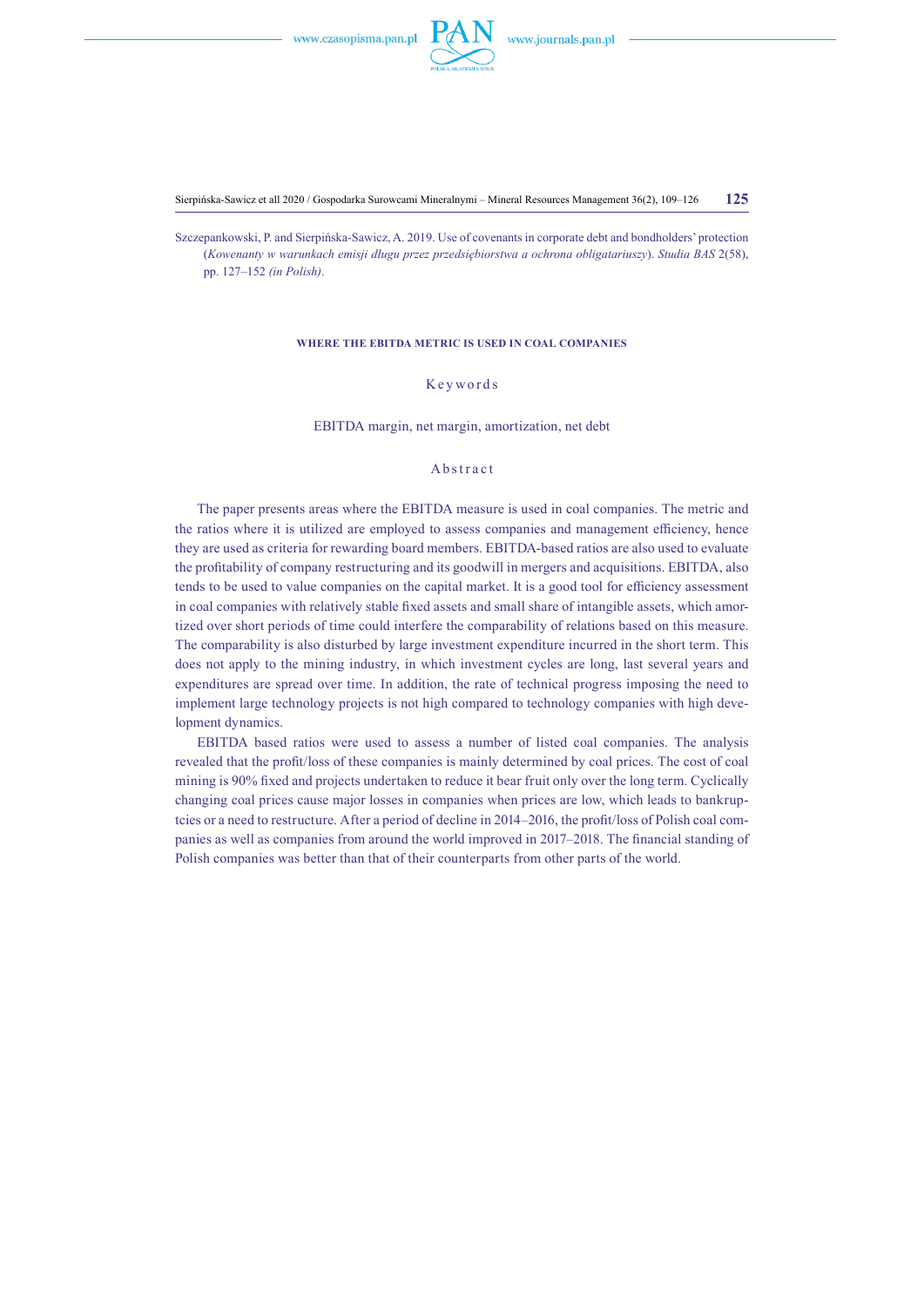Szczepankowski, P. and Sierpińska-Sawicz, A. 2019. Use of covenants in corporate debt and bondholders' protection (*Kowenanty w warunkach emisji długu przez przedsiębiorstwa a ochrona obligatariuszy*). *Studia BAS* 2(58), pp. 127–152 *(in Polish)*.

#### WHERE THE EBITDA METRIC IS USED IN COAL COMPANIES

Keywords

EBITDA margin, net margin, amortization, net debt

Abstract

The paper presents areas where the EBITDA measure is used in coal companies. The metric and the ratios where it is utilized are employed to assess companies and management efficiency, hence they are used as criteria for rewarding board members. EBITDA-based ratios are also used to evaluate the profitability of company restructuring and its goodwill in mergers and acquisitions. EBITDA, also tends to be used to value companies on the capital market. It is a good tool for efficiency assessment in coal companies with relatively stable fixed assets and small share of intangible assets, which amortized over short periods of time could interfere the comparability of relations based on this measure. The comparability is also disturbed by large investment expenditure incurred in the short term. This does not apply to the mining industry, in which investment cycles are long, last several years and expenditures are spread over time. In addition, the rate of technical progress imposing the need to implement large technology projects is not high compared to technology companies with high development dynamics.

EBITDA based ratios were used to assess a number of listed coal companies. The analysis revealed that the profit/loss of these companies is mainly determined by coal prices. The cost of coal mining is 90% fixed and projects undertaken to reduce it bear fruit only over the long term. Cyclically changing coal prices cause major losses in companies when prices are low, which leads to bankruptcies or a need to restructure. After a period of decline in 2014–2016, the profit/loss of Polish coal companies as well as companies from around the world improved in 2017–2018. The financial standing of Polish companies was better than that of their counterparts from other parts of the world.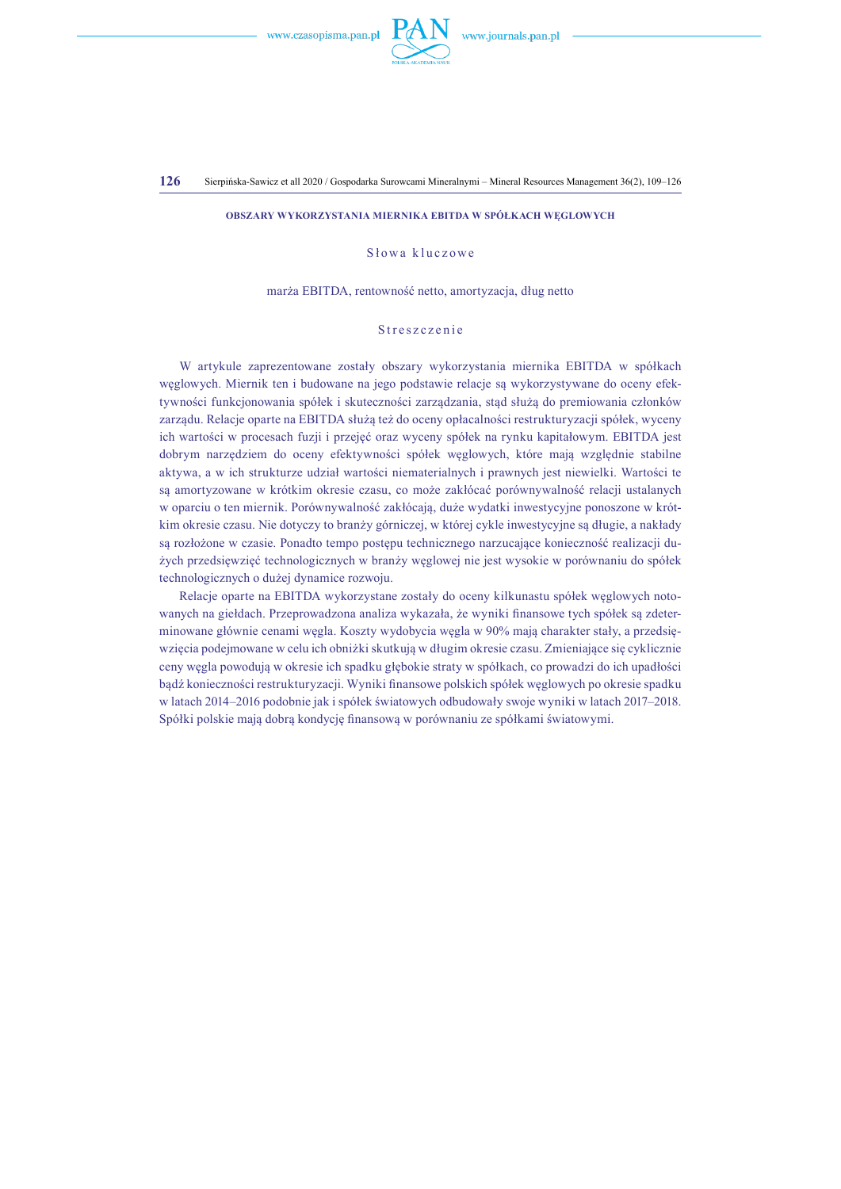## OBSZARY WYKORZYSTANIA MIERNIKA EBITDA W SPÓŁKACH WĘGLOWYCH

### Słowa kluczowe

marża EBITDA, rentowność netto, amortyzacja, dług netto

### Streszczenie

W artykule zaprezentowane zostały obszary wykorzystania miernika EBITDA w spółkach węglowych. Miernik ten i budowane na jego podstawie relacje są wykorzystywane do oceny efektywności funkcjonowania spółek i skuteczności zarządzania, stąd służą do premiowania członków zarządu. Relacje oparte na EBITDA służą też do oceny opłacalności restrukturyzacji spółek, wyceny ich wartości w procesach fuzji i przejęć oraz wyceny spółek na rynku kapitałowym. EBITDA jest dobrym narzędziem do oceny efektywności spółek węglowych, które mają względnie stabilne aktywa, a w ich strukturze udział wartości niematerialnych i prawnych jest niewielki. Wartości te są amortyzowane w krótkim okresie czasu, co może zakłócać porównywalność relacji ustalanych w oparciu o ten miernik. Porównywalność zakłócają, duże wydatki inwestycyjne ponoszone w krótkim okresie czasu. Nie dotyczy to branży górniczej, w której cykle inwestycyjne są długie, a nakłady są rozłożone w czasie. Ponadto tempo postępu technicznego narzucające konieczność realizacji dużych przedsięwzięć technologicznych w branży węglowej nie jest wysokie w porównaniu do spółek technologicznych o dużej dynamice rozwoju.

Relacje oparte na EBITDA wykorzystane zostały do oceny kilkunastu spółek węglowych notowanych na giełdach. Przeprowadzona analiza wykazała, że wyniki finansowe tych spółek są zdeterminowane głównie cenami węgla. Koszty wydobycia węgla w 90% mają charakter stały, a przedsięwzięcia podejmowane w celu ich obniżki skutkują w długim okresie czasu. Zmieniające się cyklicznie ceny węgla powodują w okresie ich spadku głębokie straty w spółkach, co prowadzi do ich upadłości bądź konieczności restrukturyzacji. Wyniki finansowe polskich spółek węglowych po okresie spadku w latach 2014–2016 podobnie jak i spółek światowych odbudowały swoje wyniki w latach 2017–2018. Spółki polskie mają dobrą kondycję finansową w porównaniu ze spółkami światowymi.